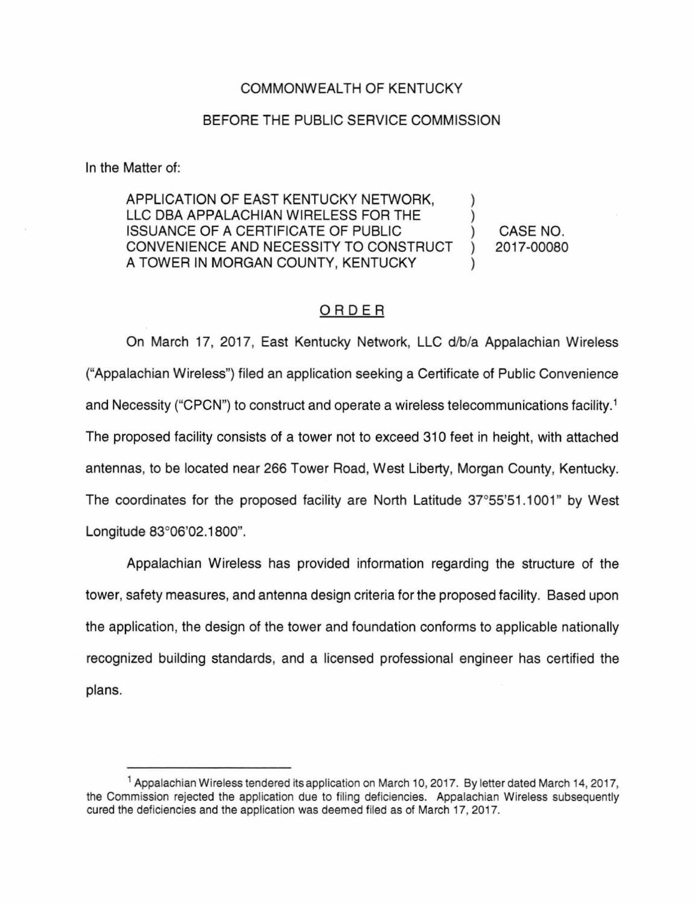COMMONWEALTH OF KENTUCKY

BEFORE THE PUBLIC SERVICE COMMISSION

In the Matter of:

| | | |
|---|---|---|
| APPLICATION OF EAST KENTUCKY NETWORK, LLC DBA APPALACHIAN WIRELESS FOR THE ISSUANCE OF A CERTIFICATE OF PUBLIC CONVENIENCE AND NECESSITY TO CONSTRUCT A TOWER IN MORGAN COUNTY, KENTUCKY | ) | CASE NO. 2017-00080 |

## ORDER

On March 17, 2017, East Kentucky Network, LLC d/b/a Appalachian Wireless ("Appalachian Wireless") filed an application seeking a Certificate of Public Convenience and Necessity ("CPCN") to construct and operate a wireless telecommunications facility.[1] The proposed facility consists of a tower not to exceed 310 feet in height, with attached antennas, to be located near 266 Tower Road, West Liberty, Morgan County, Kentucky. The coordinates for the proposed facility are North Latitude 37°55'51.1001" by West Longitude 83°06'02.1800".

Appalachian Wireless has provided information regarding the structure of the tower, safety measures, and antenna design criteria for the proposed facility. Based upon the application, the design of the tower and foundation conforms to applicable nationally recognized building standards, and a licensed professional engineer has certified the plans.

---

[1] Appalachian Wireless tendered its application on March 10, 2017. By letter dated March 14, 2017, the Commission rejected the application due to filing deficiencies. Appalachian Wireless subsequently cured the deficiencies and the application was deemed filed as of March 17, 2017.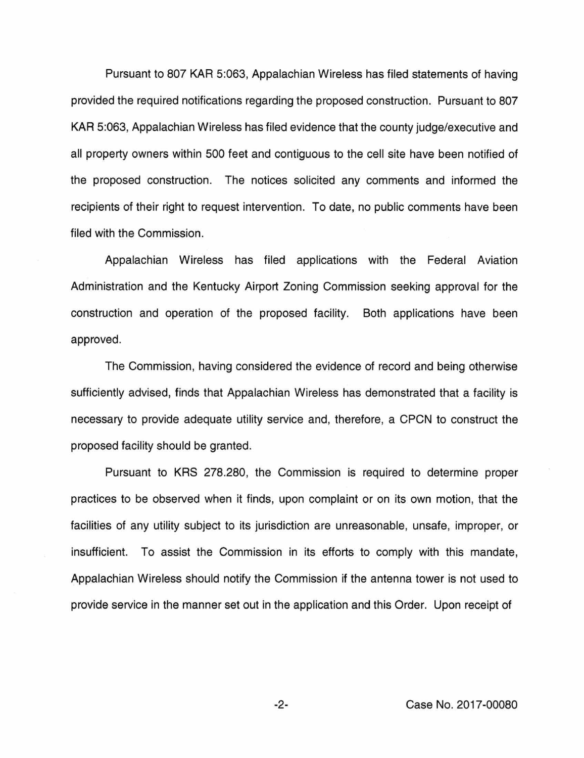Pursuant to 807 KAR 5:063, Appalachian Wireless has filed statements of having provided the required notifications regarding the proposed construction. Pursuant to 807 KAR 5:063, Appalachian Wireless has filed evidence that the county judge/executive and all property owners within 500 feet and contiguous to the cell site have been notified of the proposed construction. The notices solicited any comments and informed the recipients of their right to request intervention. To date, no public comments have been filed with the Commission.

Appalachian Wireless has filed applications with the Federal Aviation Administration and the Kentucky Airport Zoning Commission seeking approval for the construction and operation of the proposed facility. Both applications have been approved.

The Commission, having considered the evidence of record and being otherwise sufficiently advised, finds that Appalachian Wireless has demonstrated that a facility is necessary to provide adequate utility service and, therefore, a CPCN to construct the proposed facility should be granted.

Pursuant to KRS 278.280, the Commission is required to determine proper practices to be observed when it finds, upon complaint or on its own motion, that the facilities of any utility subject to its jurisdiction are unreasonable, unsafe, improper, or insufficient. To assist the Commission in its efforts to comply with this mandate, Appalachian Wireless should notify the Commission if the antenna tower is not used to provide service in the manner set out in the application and this Order. Upon receipt of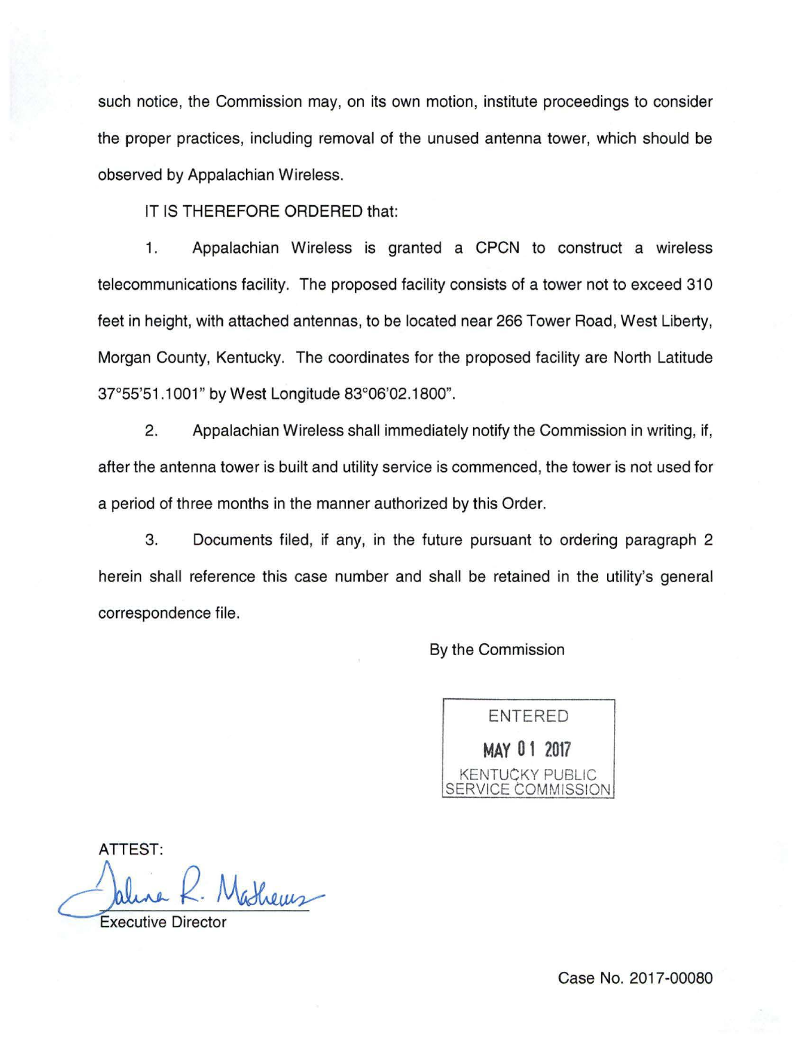such notice, the Commission may, on its own motion, institute proceedings to consider the proper practices, including removal of the unused antenna tower, which should be observed by Appalachian Wireless.

IT IS THEREFORE ORDERED that:

1. Appalachian Wireless is granted a CPCN to construct a wireless telecommunications facility. The proposed facility consists of a tower not to exceed 310 feet in height, with attached antennas, to be located near 266 Tower Road, West Liberty, Morgan County, Kentucky. The coordinates for the proposed facility are North Latitude 37°55'51.1001" by West Longitude 83°06'02.1800".

2. Appalachian Wireless shall immediately notify the Commission in writing, if, after the antenna tower is built and utility service is commenced, the tower is not used for a period of three months in the manner authorized by this Order.

3. Documents filed, if any, in the future pursuant to ordering paragraph 2 herein shall reference this case number and shall be retained in the utility's general correspondence file.

By the Commission

ENTERED
MAY 01 2017
KENTUCKY PUBLIC
SERVICE COMMISSION

ATTEST:

Executive Director

Case No. 2017-00080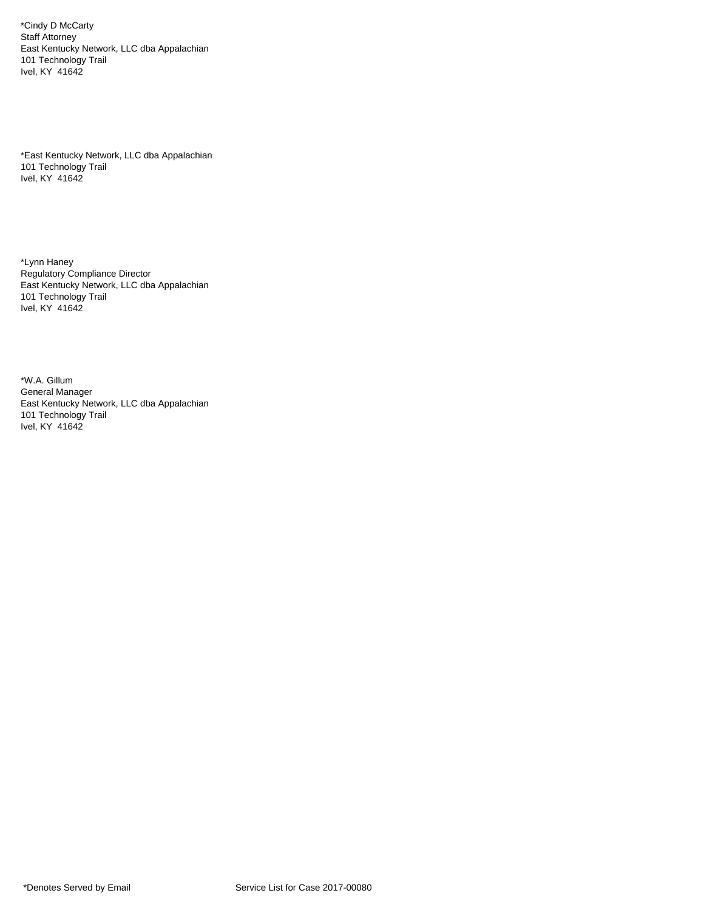*Cindy D McCarty
Staff Attorney
East Kentucky Network, LLC dba Appalachian
101 Technology Trail
Ivel, KY  41642

*East Kentucky Network, LLC dba Appalachian
101 Technology Trail
Ivel, KY  41642

*Lynn Haney
Regulatory Compliance Director
East Kentucky Network, LLC dba Appalachian
101 Technology Trail
Ivel, KY  41642

*W.A. Gillum
General Manager
East Kentucky Network, LLC dba Appalachian
101 Technology Trail
Ivel, KY  41642

*Denotes Served by Email

Service List for Case 2017-00080